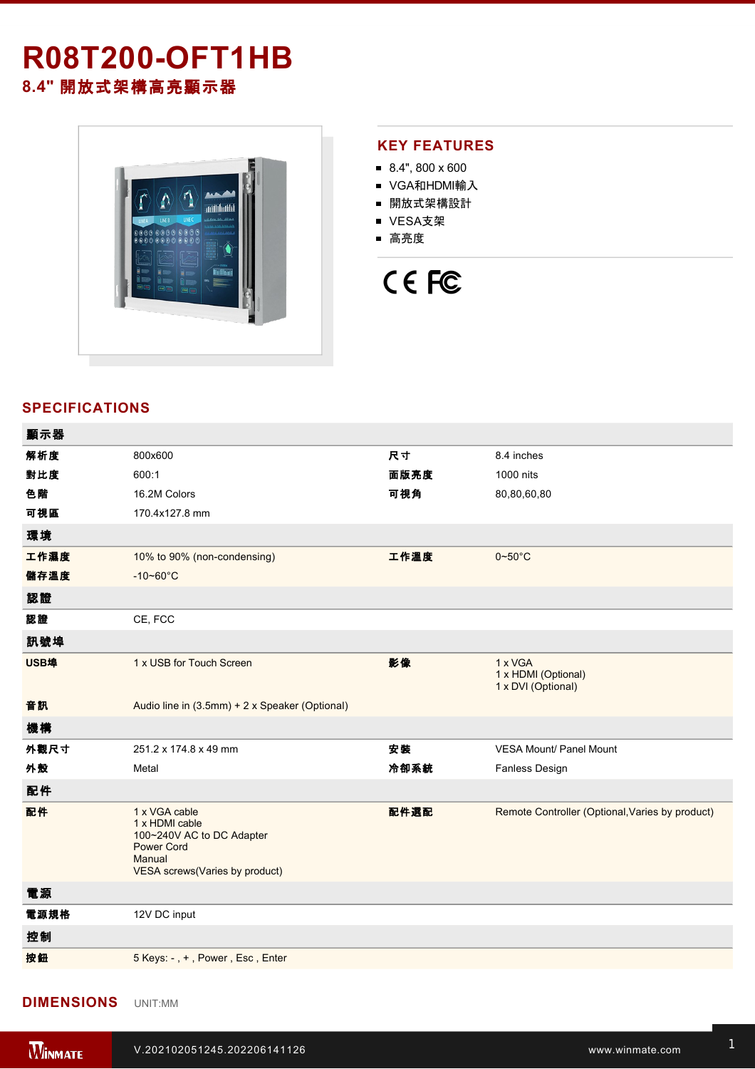# R08T200-OFT1HB

## 8.4" 開放式架構高亮顯示器

## KEY FEATURES

- 8.4", 800 x 600
- VGA和HDMI輸入
- 開放式架構設計
- VESA支架
- 高亮度

## SPECIFICATIONS

| 顯示器 | | | |
|---|---|---|---|
| 解析度 | 800x600 | 尺寸 | 8.4 inches |
| 對比度 | 600:1 | 面版亮度 | 1000 nits |
| 色階 | 16.2M Colors | 可視角 | 80,80,60,80 |
| 可視區 | 170.4x127.8 mm | | |
| **環境** | | | |
| 工作濕度 | 10% to 90% (non-condensing) | 工作溫度 | 0~50°C |
| 儲存溫度 | -10~60°C | | |
| **認證** | | | |
| 認證 | CE, FCC | | |
| **訊號埠** | | | |
| USB埠 | 1 x USB for Touch Screen | 影像 | 1 x VGA<br>1 x HDMI (Optional)<br>1 x DVI (Optional) |
| 音訊 | Audio line in (3.5mm) + 2 x Speaker (Optional) | | |
| **機構** | | | |
| 外觀尺寸 | 251.2 x 174.8 x 49 mm | 安裝 | VESA Mount/ Panel Mount |
| 外殼 | Metal | 冷卻系統 | Fanless Design |
| **配件** | | | |
| 配件 | 1 x VGA cable<br>1 x HDMI cable<br>100~240V AC to DC Adapter<br>Power Cord<br>Manual<br>VESA screws(Varies by product) | 配件選配 | Remote Controller (Optional,Varies by product) |
| **電源** | | | |
| 電源規格 | 12V DC input | | |
| **控制** | | | |
| 按鈕 | 5 Keys: - , + , Power , Esc , Enter | | |

## DIMENSIONS UNIT:MM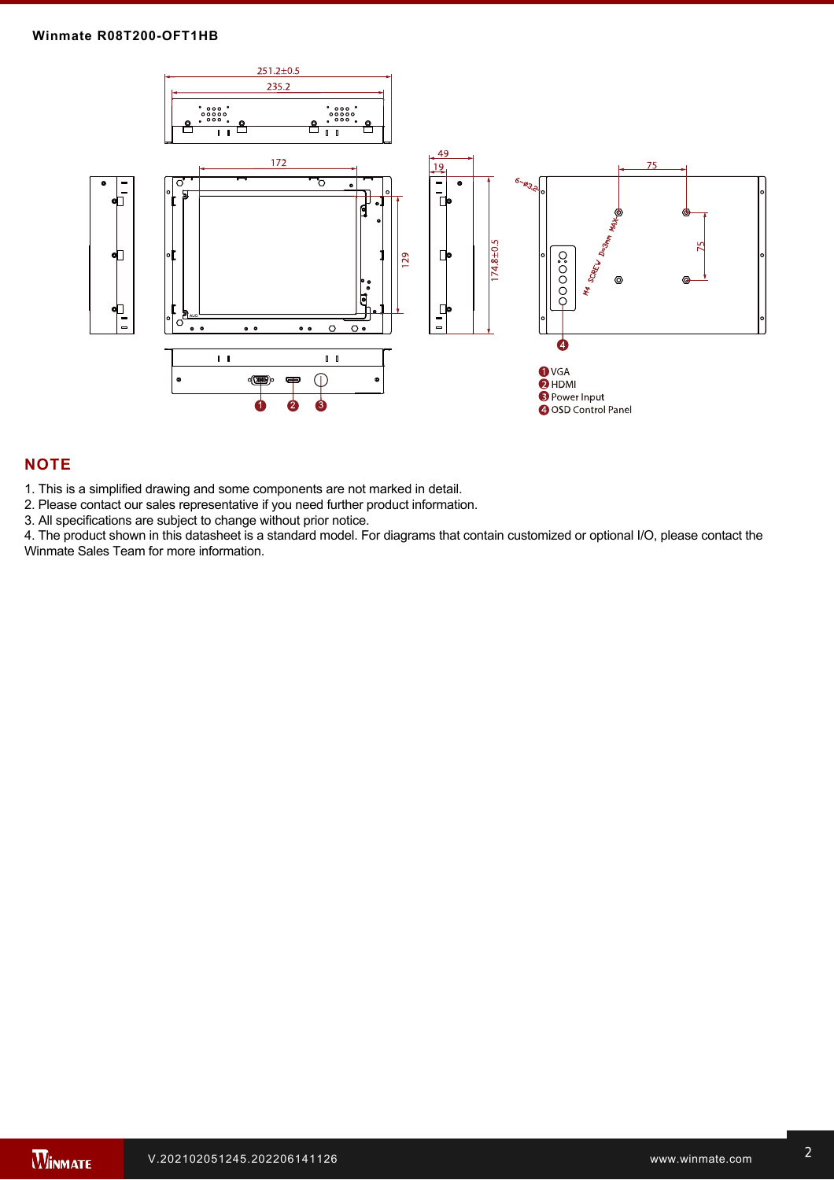**Winmate R08T200-OFT1HB**

251.2±0.5
235.2
172
129
49
19
174.8±0.5
6-Ø3.2
75
75
M4 SCREW D=3mm MAX

1 VGA
2 HDMI
3 Power Input
4 OSD Control Panel

## NOTE

1. This is a simplified drawing and some components are not marked in detail.
2. Please contact our sales representative if you need further product information.
3. All specifications are subject to change without prior notice.
4. The product shown in this datasheet is a standard model. For diagrams that contain customized or optional I/O, please contact the Winmate Sales Team for more information.